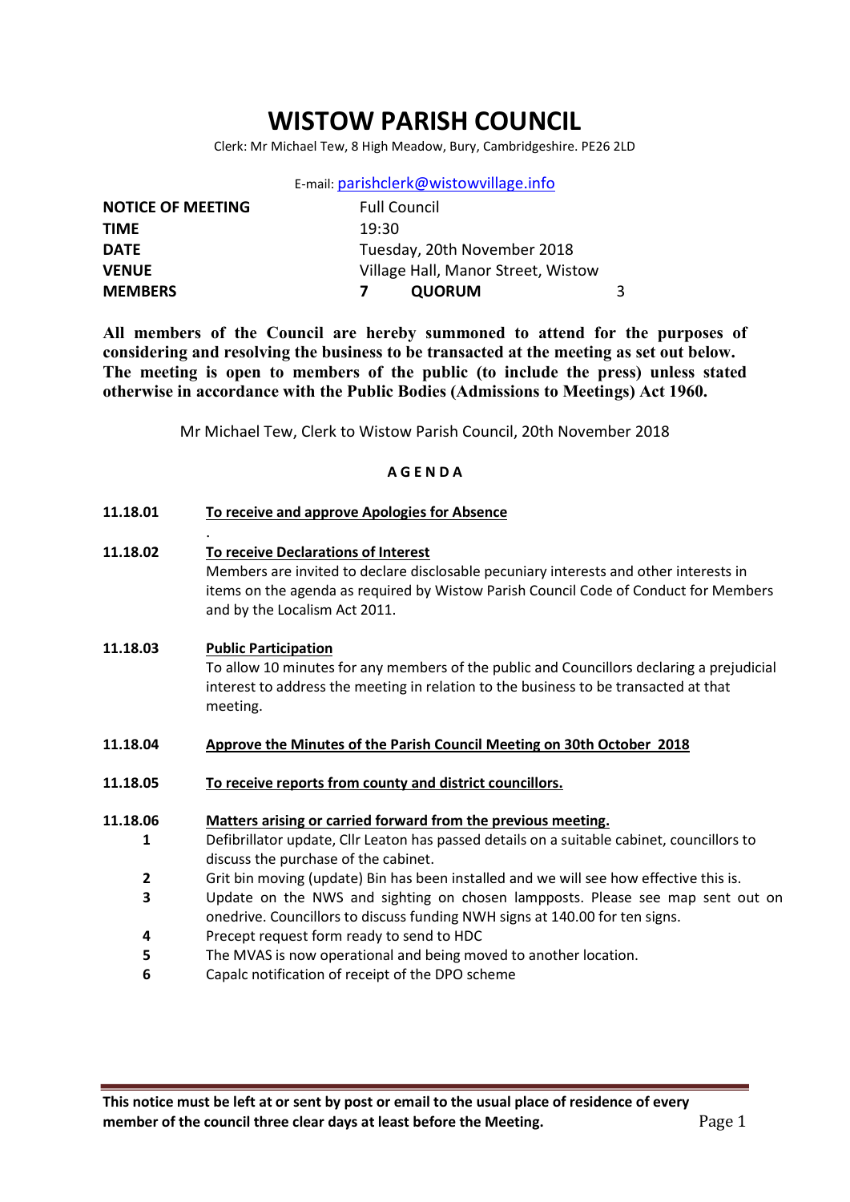# WISTOW PARISH COUNCIL

Clerk: Mr Michael Tew, 8 High Meadow, Bury, Cambridgeshire. PE26 2LD

E-mail: parishclerk@wistowvillage.info

| | | | |
|---|---|---|---|
| **NOTICE OF MEETING** | Full Council | | |
| **TIME** | 19:30 | | |
| **DATE** | Tuesday, 20th November 2018 | | |
| **VENUE** | Village Hall, Manor Street, Wistow | | |
| **MEMBERS** | **7** | **QUORUM** | 3 |

**All members of the Council are hereby summoned to attend for the purposes of considering and resolving the business to be transacted at the meeting as set out below. The meeting is open to members of the public (to include the press) unless stated otherwise in accordance with the Public Bodies (Admissions to Meetings) Act 1960.**

Mr Michael Tew, Clerk to Wistow Parish Council, 20th November 2018

## A G E N D A

**11.18.01** **To receive and approve Apologies for Absence**

.

**11.18.02** **To receive Declarations of Interest**

Members are invited to declare disclosable pecuniary interests and other interests in items on the agenda as required by Wistow Parish Council Code of Conduct for Members and by the Localism Act 2011.

**11.18.03** **Public Participation**

To allow 10 minutes for any members of the public and Councillors declaring a prejudicial interest to address the meeting in relation to the business to be transacted at that meeting.

**11.18.04** **Approve the Minutes of the Parish Council Meeting on 30th October 2018**

**11.18.05** **To receive reports from county and district councillors.**

**11.18.06** **Matters arising or carried forward from the previous meeting.**

1. Defibrillator update, Cllr Leaton has passed details on a suitable cabinet, councillors to discuss the purchase of the cabinet.
2. Grit bin moving (update) Bin has been installed and we will see how effective this is.
3. Update on the NWS and sighting on chosen lampposts. Please see map sent out on onedrive. Councillors to discuss funding NWH signs at 140.00 for ten signs.
4. Precept request form ready to send to HDC
5. The MVAS is now operational and being moved to another location.
6. Capalc notification of receipt of the DPO scheme

**This notice must be left at or sent by post or email to the usual place of residence of every member of the council three clear days at least before the Meeting.**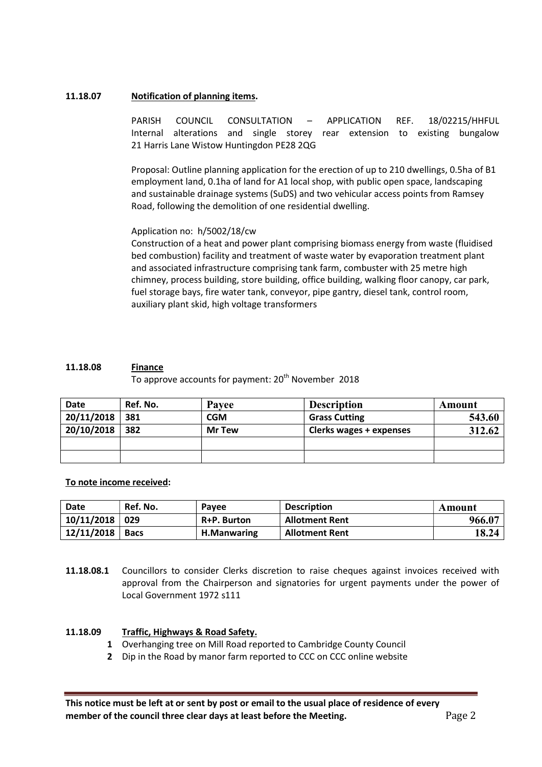**11.18.07** **Notification of planning items.**

PARISH COUNCIL CONSULTATION – APPLICATION REF. 18/02215/HHFUL Internal alterations and single storey rear extension to existing bungalow 21 Harris Lane Wistow Huntingdon PE28 2QG

Proposal: Outline planning application for the erection of up to 210 dwellings, 0.5ha of B1 employment land, 0.1ha of land for A1 local shop, with public open space, landscaping and sustainable drainage systems (SuDS) and two vehicular access points from Ramsey Road, following the demolition of one residential dwelling.

Application no: h/5002/18/cw
Construction of a heat and power plant comprising biomass energy from waste (fluidised bed combustion) facility and treatment of waste water by evaporation treatment plant and associated infrastructure comprising tank farm, combuster with 25 metre high chimney, process building, store building, office building, walking floor canopy, car park, fuel storage bays, fire water tank, conveyor, pipe gantry, diesel tank, control room, auxiliary plant skid, high voltage transformers

**11.18.08** **Finance**

To approve accounts for payment: 20th November 2018

| Date | Ref. No. | Payee | Description | Amount |
|---|---|---|---|---|
| 20/11/2018 | 381 | CGM | Grass Cutting | 543.60 |
| 20/10/2018 | 382 | Mr Tew | Clerks wages + expenses | 312.62 |
| | | | | |
| | | | | |

**To note income received:**

| Date | Ref. No. | Payee | Description | Amount |
|---|---|---|---|---|
| 10/11/2018 | 029 | R+P. Burton | Allotment Rent | 966.07 |
| 12/11/2018 | Bacs | H.Manwaring | Allotment Rent | 18.24 |

**11.18.08.1** Councillors to consider Clerks discretion to raise cheques against invoices received with approval from the Chairperson and signatories for urgent payments under the power of Local Government 1972 s111

**11.18.09** **Traffic, Highways & Road Safety.**

1. Overhanging tree on Mill Road reported to Cambridge County Council
2. Dip in the Road by manor farm reported to CCC on CCC online website

**This notice must be left at or sent by post or email to the usual place of residence of every member of the council three clear days at least before the Meeting.**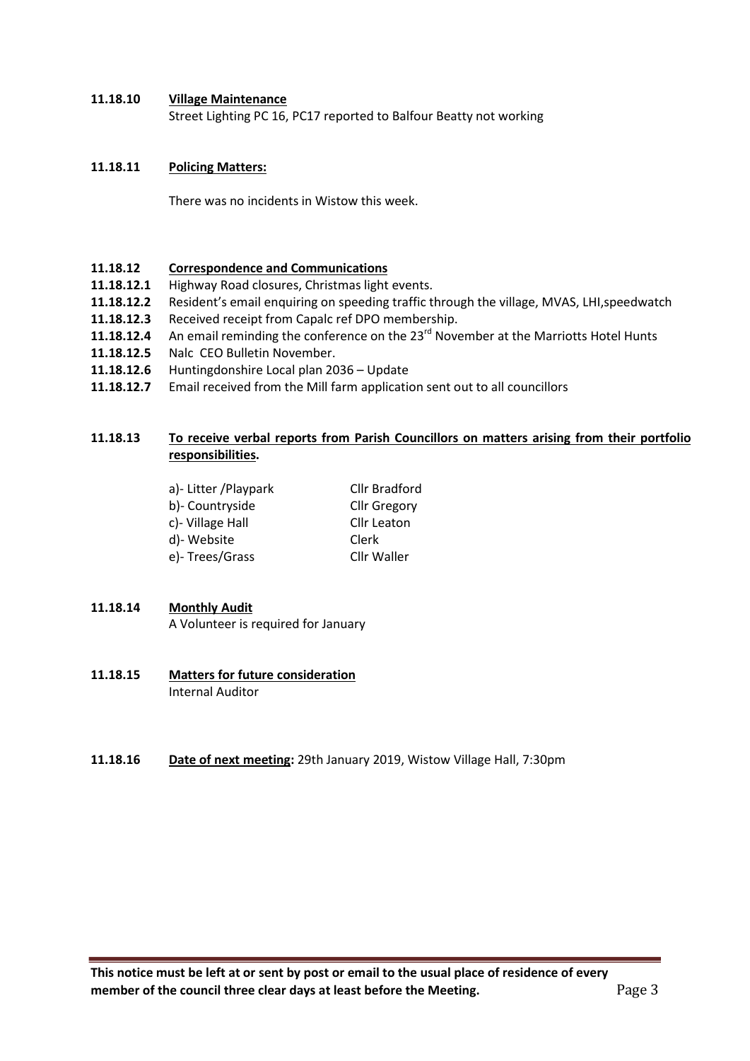**11.18.10 Village Maintenance**

Street Lighting PC 16, PC17 reported to Balfour Beatty not working

**11.18.11 Policing Matters:**

There was no incidents in Wistow this week.

**11.18.12 Correspondence and Communications**

**11.18.12.1** Highway Road closures, Christmas light events.
**11.18.12.2** Resident's email enquiring on speeding traffic through the village, MVAS, LHI,speedwatch
**11.18.12.3** Received receipt from Capalc ref DPO membership.
**11.18.12.4** An email reminding the conference on the 23rd November at the Marriotts Hotel Hunts
**11.18.12.5** Nalc CEO Bulletin November.
**11.18.12.6** Huntingdonshire Local plan 2036 – Update
**11.18.12.7** Email received from the Mill farm application sent out to all councillors

**11.18.13 To receive verbal reports from Parish Councillors on matters arising from their portfolio responsibilities.**

| | |
|---|---|
| a)- Litter /Playpark | Cllr Bradford |
| b)- Countryside | Cllr Gregory |
| c)- Village Hall | Cllr Leaton |
| d)- Website | Clerk |
| e)- Trees/Grass | Cllr Waller |

**11.18.14 Monthly Audit**

A Volunteer is required for January

**11.18.15 Matters for future consideration**

Internal Auditor

**11.18.16 Date of next meeting:** 29th January 2019, Wistow Village Hall, 7:30pm

**This notice must be left at or sent by post or email to the usual place of residence of every member of the council three clear days at least before the Meeting.**